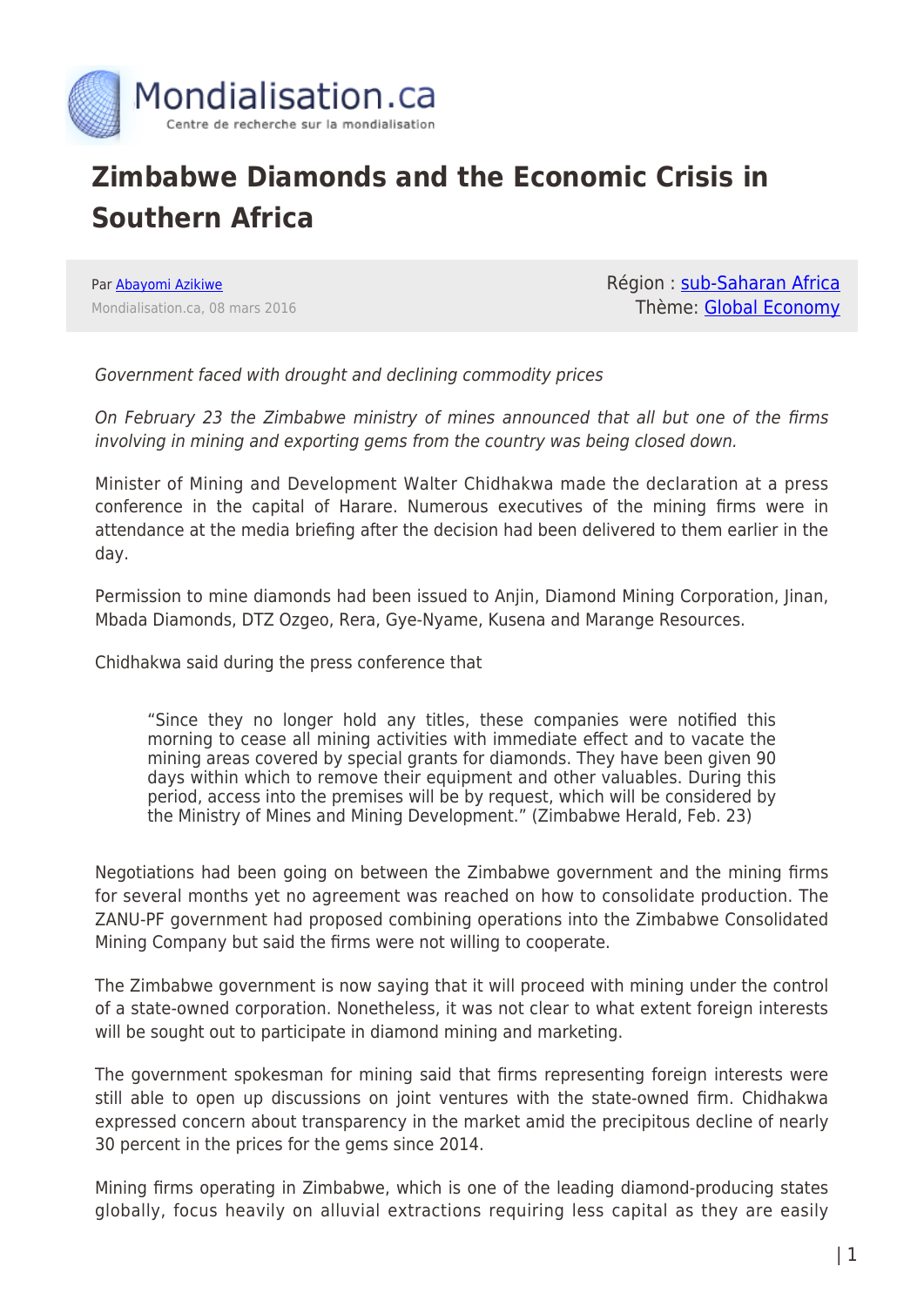# Zimbabwe Diamonds and the Economic Crisis in Southern Africa

Par Abayomi Azikiwe
Mondialisation.ca, 08 mars 2016

Région : sub-Saharan Africa
Thème: Global Economy

*Government faced with drought and declining commodity prices*

*On February 23 the Zimbabwe ministry of mines announced that all but one of the firms involving in mining and exporting gems from the country was being closed down.*

Minister of Mining and Development Walter Chidhakwa made the declaration at a press conference in the capital of Harare. Numerous executives of the mining firms were in attendance at the media briefing after the decision had been delivered to them earlier in the day.

Permission to mine diamonds had been issued to Anjin, Diamond Mining Corporation, Jinan, Mbada Diamonds, DTZ Ozgeo, Rera, Gye-Nyame, Kusena and Marange Resources.

Chidhakwa said during the press conference that

> "Since they no longer hold any titles, these companies were notified this morning to cease all mining activities with immediate effect and to vacate the mining areas covered by special grants for diamonds. They have been given 90 days within which to remove their equipment and other valuables. During this period, access into the premises will be by request, which will be considered by the Ministry of Mines and Mining Development." (Zimbabwe Herald, Feb. 23)

Negotiations had been going on between the Zimbabwe government and the mining firms for several months yet no agreement was reached on how to consolidate production. The ZANU-PF government had proposed combining operations into the Zimbabwe Consolidated Mining Company but said the firms were not willing to cooperate.

The Zimbabwe government is now saying that it will proceed with mining under the control of a state-owned corporation. Nonetheless, it was not clear to what extent foreign interests will be sought out to participate in diamond mining and marketing.

The government spokesman for mining said that firms representing foreign interests were still able to open up discussions on joint ventures with the state-owned firm. Chidhakwa expressed concern about transparency in the market amid the precipitous decline of nearly 30 percent in the prices for the gems since 2014.

Mining firms operating in Zimbabwe, which is one of the leading diamond-producing states globally, focus heavily on alluvial extractions requiring less capital as they are easily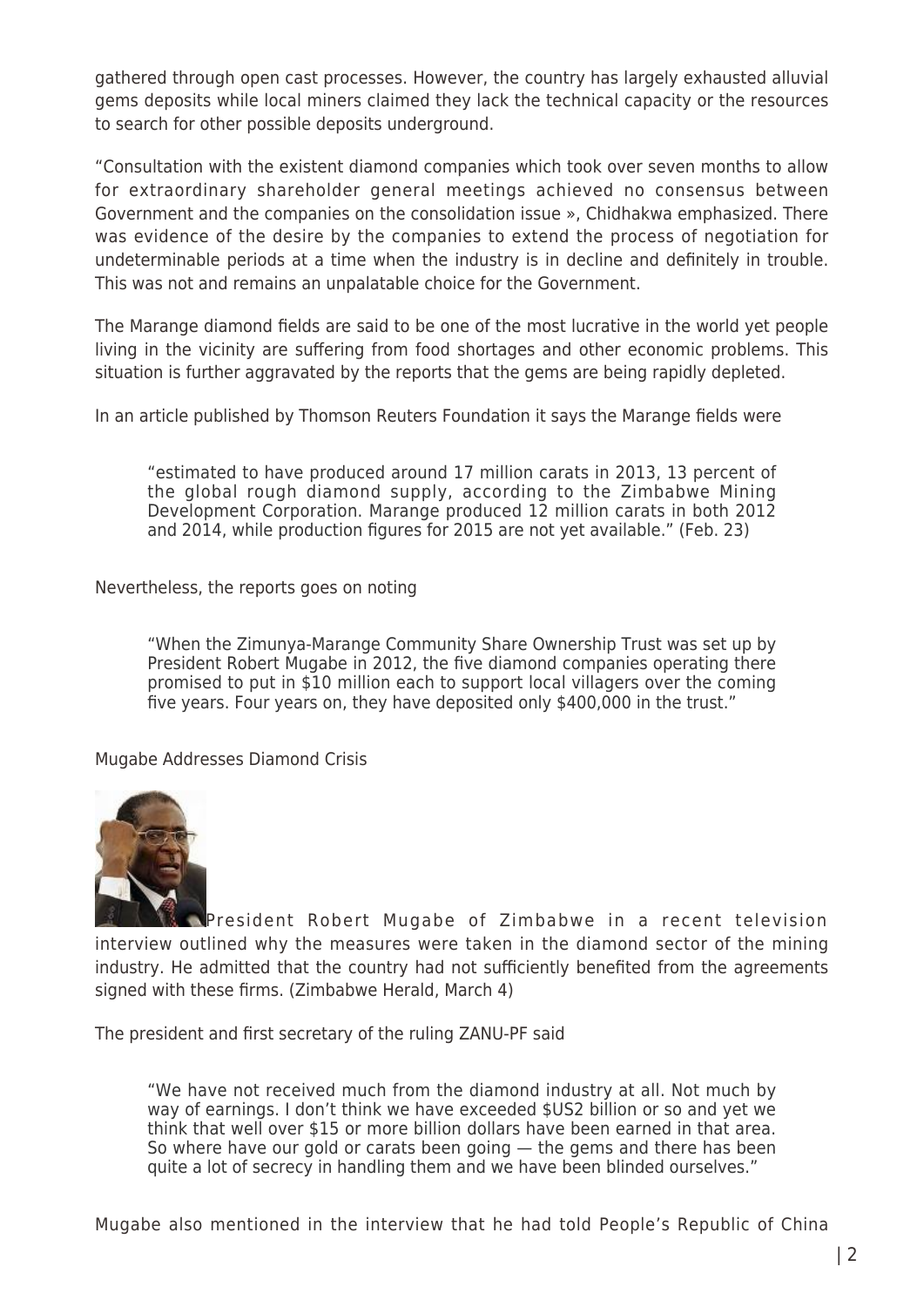gathered through open cast processes. However, the country has largely exhausted alluvial gems deposits while local miners claimed they lack the technical capacity or the resources to search for other possible deposits underground.

"Consultation with the existent diamond companies which took over seven months to allow for extraordinary shareholder general meetings achieved no consensus between Government and the companies on the consolidation issue », Chidhakwa emphasized. There was evidence of the desire by the companies to extend the process of negotiation for undeterminable periods at a time when the industry is in decline and definitely in trouble. This was not and remains an unpalatable choice for the Government.

The Marange diamond fields are said to be one of the most lucrative in the world yet people living in the vicinity are suffering from food shortages and other economic problems. This situation is further aggravated by the reports that the gems are being rapidly depleted.

In an article published by Thomson Reuters Foundation it says the Marange fields were

> "estimated to have produced around 17 million carats in 2013, 13 percent of the global rough diamond supply, according to the Zimbabwe Mining Development Corporation. Marange produced 12 million carats in both 2012 and 2014, while production figures for 2015 are not yet available." (Feb. 23)

Nevertheless, the reports goes on noting

> "When the Zimunya-Marange Community Share Ownership Trust was set up by President Robert Mugabe in 2012, the five diamond companies operating there promised to put in $10 million each to support local villagers over the coming five years. Four years on, they have deposited only $400,000 in the trust."

## Mugabe Addresses Diamond Crisis

President Robert Mugabe of Zimbabwe in a recent television interview outlined why the measures were taken in the diamond sector of the mining industry. He admitted that the country had not sufficiently benefited from the agreements signed with these firms. (Zimbabwe Herald, March 4)

The president and first secretary of the ruling ZANU-PF said

> "We have not received much from the diamond industry at all. Not much by way of earnings. I don't think we have exceeded $US2 billion or so and yet we think that well over $15 or more billion dollars have been earned in that area. So where have our gold or carats been going — the gems and there has been quite a lot of secrecy in handling them and we have been blinded ourselves."

Mugabe also mentioned in the interview that he had told People's Republic of China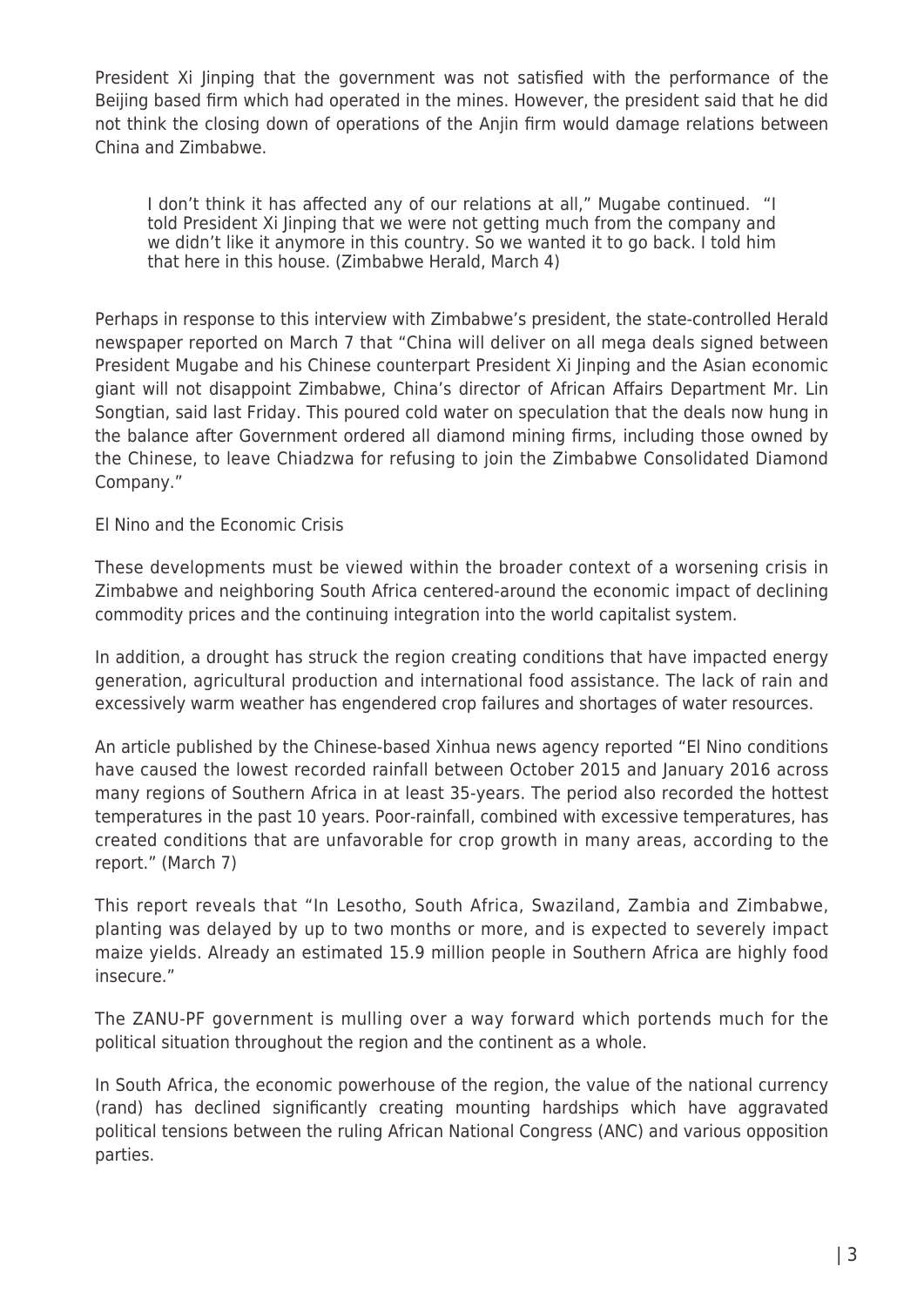President Xi Jinping that the government was not satisfied with the performance of the Beijing based firm which had operated in the mines. However, the president said that he did not think the closing down of operations of the Anjin firm would damage relations between China and Zimbabwe.

> I don't think it has affected any of our relations at all," Mugabe continued. "I told President Xi Jinping that we were not getting much from the company and we didn't like it anymore in this country. So we wanted it to go back. I told him that here in this house. (Zimbabwe Herald, March 4)

Perhaps in response to this interview with Zimbabwe's president, the state-controlled Herald newspaper reported on March 7 that "China will deliver on all mega deals signed between President Mugabe and his Chinese counterpart President Xi Jinping and the Asian economic giant will not disappoint Zimbabwe, China's director of African Affairs Department Mr. Lin Songtian, said last Friday. This poured cold water on speculation that the deals now hung in the balance after Government ordered all diamond mining firms, including those owned by the Chinese, to leave Chiadzwa for refusing to join the Zimbabwe Consolidated Diamond Company."

El Nino and the Economic Crisis

These developments must be viewed within the broader context of a worsening crisis in Zimbabwe and neighboring South Africa centered-around the economic impact of declining commodity prices and the continuing integration into the world capitalist system.

In addition, a drought has struck the region creating conditions that have impacted energy generation, agricultural production and international food assistance. The lack of rain and excessively warm weather has engendered crop failures and shortages of water resources.

An article published by the Chinese-based Xinhua news agency reported "El Nino conditions have caused the lowest recorded rainfall between October 2015 and January 2016 across many regions of Southern Africa in at least 35-years. The period also recorded the hottest temperatures in the past 10 years. Poor-rainfall, combined with excessive temperatures, has created conditions that are unfavorable for crop growth in many areas, according to the report." (March 7)

This report reveals that "In Lesotho, South Africa, Swaziland, Zambia and Zimbabwe, planting was delayed by up to two months or more, and is expected to severely impact maize yields. Already an estimated 15.9 million people in Southern Africa are highly food insecure."

The ZANU-PF government is mulling over a way forward which portends much for the political situation throughout the region and the continent as a whole.

In South Africa, the economic powerhouse of the region, the value of the national currency (rand) has declined significantly creating mounting hardships which have aggravated political tensions between the ruling African National Congress (ANC) and various opposition parties.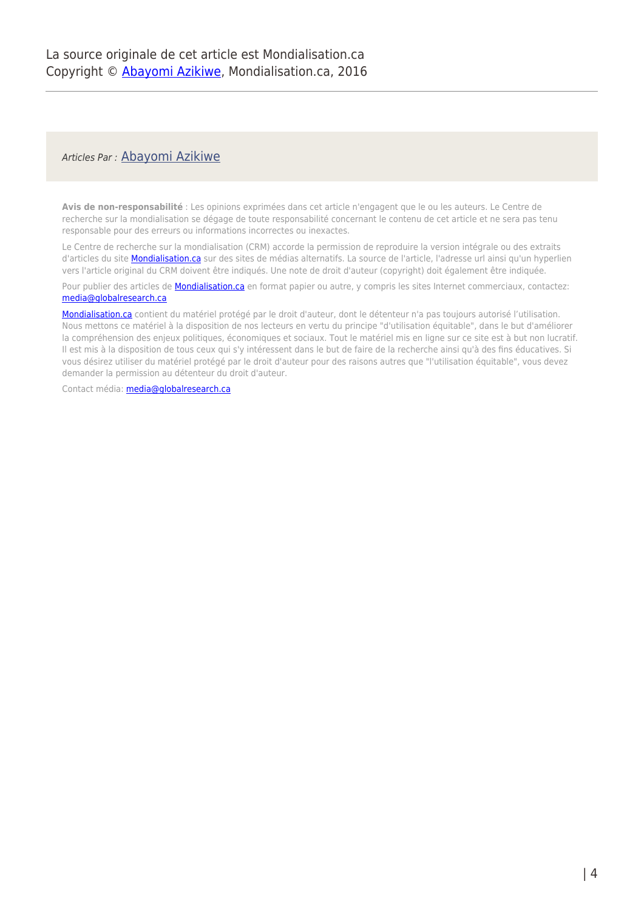La source originale de cet article est Mondialisation.ca
Copyright © Abayomi Azikiwe, Mondialisation.ca, 2016

---

*Articles Par :* Abayomi Azikiwe

**Avis de non-responsabilité** : Les opinions exprimées dans cet article n'engagent que le ou les auteurs. Le Centre de recherche sur la mondialisation se dégage de toute responsabilité concernant le contenu de cet article et ne sera pas tenu responsable pour des erreurs ou informations incorrectes ou inexactes.

Le Centre de recherche sur la mondialisation (CRM) accorde la permission de reproduire la version intégrale ou des extraits d'articles du site Mondialisation.ca sur des sites de médias alternatifs. La source de l'article, l'adresse url ainsi qu'un hyperlien vers l'article original du CRM doivent être indiqués. Une note de droit d'auteur (copyright) doit également être indiquée.

Pour publier des articles de Mondialisation.ca en format papier ou autre, y compris les sites Internet commerciaux, contactez: media@globalresearch.ca

Mondialisation.ca contient du matériel protégé par le droit d'auteur, dont le détenteur n'a pas toujours autorisé l'utilisation. Nous mettons ce matériel à la disposition de nos lecteurs en vertu du principe "d'utilisation équitable", dans le but d'améliorer la compréhension des enjeux politiques, économiques et sociaux. Tout le matériel mis en ligne sur ce site est à but non lucratif. Il est mis à la disposition de tous ceux qui s'y intéressent dans le but de faire de la recherche ainsi qu'à des fins éducatives. Si vous désirez utiliser du matériel protégé par le droit d'auteur pour des raisons autres que "l'utilisation équitable", vous devez demander la permission au détenteur du droit d'auteur.

Contact média: media@globalresearch.ca